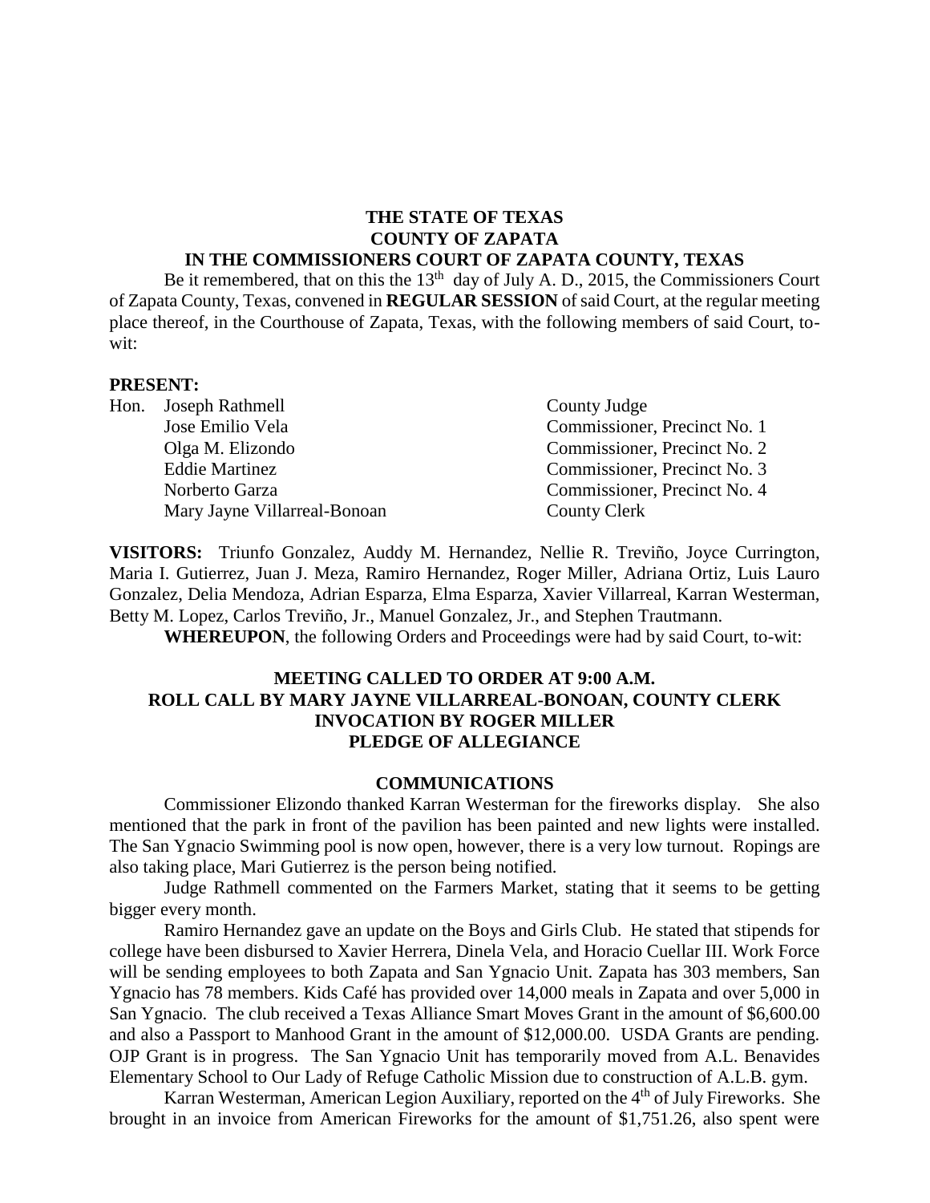**THE STATE OF TEXAS**
**COUNTY OF ZAPATA**
**IN THE COMMISSIONERS COURT OF ZAPATA COUNTY, TEXAS**

Be it remembered, that on this the 13th day of July A. D., 2015, the Commissioners Court of Zapata County, Texas, convened in **REGULAR SESSION** of said Court, at the regular meeting place thereof, in the Courthouse of Zapata, Texas, with the following members of said Court, to-wit:

**PRESENT:**

| | | |
|---|---|---|
| Hon. | Joseph Rathmell | County Judge |
| | Jose Emilio Vela | Commissioner, Precinct No. 1 |
| | Olga M. Elizondo | Commissioner, Precinct No. 2 |
| | Eddie Martinez | Commissioner, Precinct No. 3 |
| | Norberto Garza | Commissioner, Precinct No. 4 |
| | Mary Jayne Villarreal-Bonoan | County Clerk |

**VISITORS:** Triunfo Gonzalez, Auddy M. Hernandez, Nellie R. Treviño, Joyce Currington, Maria I. Gutierrez, Juan J. Meza, Ramiro Hernandez, Roger Miller, Adriana Ortiz, Luis Lauro Gonzalez, Delia Mendoza, Adrian Esparza, Elma Esparza, Xavier Villarreal, Karran Westerman, Betty M. Lopez, Carlos Treviño, Jr., Manuel Gonzalez, Jr., and Stephen Trautmann.

**WHEREUPON**, the following Orders and Proceedings were had by said Court, to-wit:

**MEETING CALLED TO ORDER AT 9:00 A.M.**
**ROLL CALL BY MARY JAYNE VILLARREAL-BONOAN, COUNTY CLERK**
**INVOCATION BY ROGER MILLER**
**PLEDGE OF ALLEGIANCE**

**COMMUNICATIONS**

Commissioner Elizondo thanked Karran Westerman for the fireworks display. She also mentioned that the park in front of the pavilion has been painted and new lights were installed. The San Ygnacio Swimming pool is now open, however, there is a very low turnout. Ropings are also taking place, Mari Gutierrez is the person being notified.

Judge Rathmell commented on the Farmers Market, stating that it seems to be getting bigger every month.

Ramiro Hernandez gave an update on the Boys and Girls Club. He stated that stipends for college have been disbursed to Xavier Herrera, Dinela Vela, and Horacio Cuellar III. Work Force will be sending employees to both Zapata and San Ygnacio Unit. Zapata has 303 members, San Ygnacio has 78 members. Kids Café has provided over 14,000 meals in Zapata and over 5,000 in San Ygnacio. The club received a Texas Alliance Smart Moves Grant in the amount of $6,600.00 and also a Passport to Manhood Grant in the amount of $12,000.00. USDA Grants are pending. OJP Grant is in progress. The San Ygnacio Unit has temporarily moved from A.L. Benavides Elementary School to Our Lady of Refuge Catholic Mission due to construction of A.L.B. gym.

Karran Westerman, American Legion Auxiliary, reported on the 4th of July Fireworks. She brought in an invoice from American Fireworks for the amount of $1,751.26, also spent were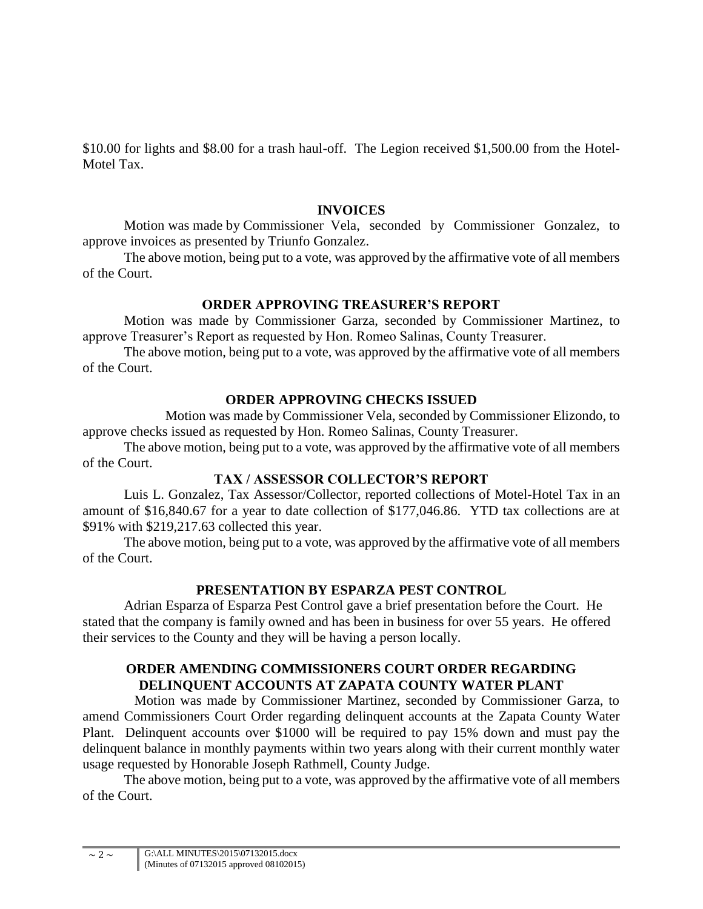$10.00 for lights and $8.00 for a trash haul-off. The Legion received $1,500.00 from the Hotel-Motel Tax.

## INVOICES

Motion was made by Commissioner Vela, seconded by Commissioner Gonzalez, to approve invoices as presented by Triunfo Gonzalez.

The above motion, being put to a vote, was approved by the affirmative vote of all members of the Court.

## ORDER APPROVING TREASURER'S REPORT

Motion was made by Commissioner Garza, seconded by Commissioner Martinez, to approve Treasurer's Report as requested by Hon. Romeo Salinas, County Treasurer.

The above motion, being put to a vote, was approved by the affirmative vote of all members of the Court.

## ORDER APPROVING CHECKS ISSUED

Motion was made by Commissioner Vela, seconded by Commissioner Elizondo, to approve checks issued as requested by Hon. Romeo Salinas, County Treasurer.

The above motion, being put to a vote, was approved by the affirmative vote of all members of the Court.

## TAX / ASSESSOR COLLECTOR'S REPORT

Luis L. Gonzalez, Tax Assessor/Collector, reported collections of Motel-Hotel Tax in an amount of $16,840.67 for a year to date collection of $177,046.86. YTD tax collections are at $91% with $219,217.63 collected this year.

The above motion, being put to a vote, was approved by the affirmative vote of all members of the Court.

## PRESENTATION BY ESPARZA PEST CONTROL

Adrian Esparza of Esparza Pest Control gave a brief presentation before the Court. He stated that the company is family owned and has been in business for over 55 years. He offered their services to the County and they will be having a person locally.

## ORDER AMENDING COMMISSIONERS COURT ORDER REGARDING DELINQUENT ACCOUNTS AT ZAPATA COUNTY WATER PLANT

Motion was made by Commissioner Martinez, seconded by Commissioner Garza, to amend Commissioners Court Order regarding delinquent accounts at the Zapata County Water Plant. Delinquent accounts over $1000 will be required to pay 15% down and must pay the delinquent balance in monthly payments within two years along with their current monthly water usage requested by Honorable Joseph Rathmell, County Judge.

The above motion, being put to a vote, was approved by the affirmative vote of all members of the Court.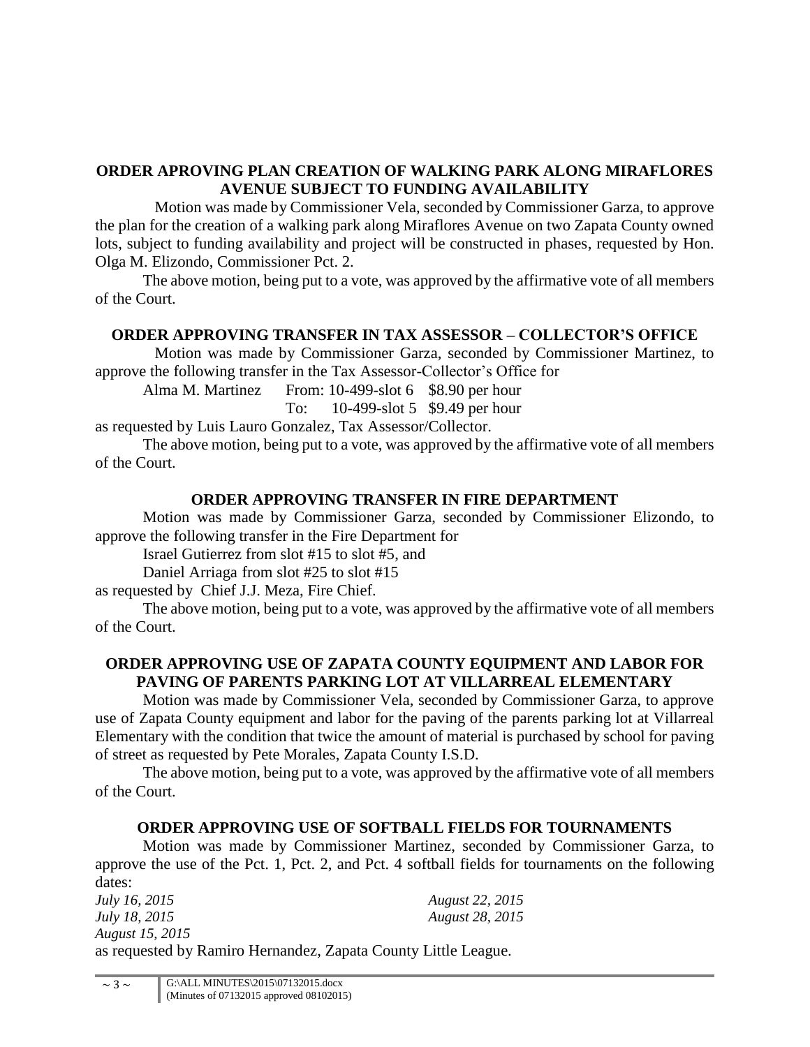## ORDER APROVING PLAN CREATION OF WALKING PARK ALONG MIRAFLORES AVENUE SUBJECT TO FUNDING AVAILABILITY

Motion was made by Commissioner Vela, seconded by Commissioner Garza, to approve the plan for the creation of a walking park along Miraflores Avenue on two Zapata County owned lots, subject to funding availability and project will be constructed in phases, requested by Hon. Olga M. Elizondo, Commissioner Pct. 2.

The above motion, being put to a vote, was approved by the affirmative vote of all members of the Court.

## ORDER APPROVING TRANSFER IN TAX ASSESSOR – COLLECTOR'S OFFICE

Motion was made by Commissioner Garza, seconded by Commissioner Martinez, to approve the following transfer in the Tax Assessor-Collector's Office for

Alma M. Martinez From: 10-499-slot 6 $8.90 per hour
To: 10-499-slot 5 $9.49 per hour

as requested by Luis Lauro Gonzalez, Tax Assessor/Collector.

The above motion, being put to a vote, was approved by the affirmative vote of all members of the Court.

## ORDER APPROVING TRANSFER IN FIRE DEPARTMENT

Motion was made by Commissioner Garza, seconded by Commissioner Elizondo, to approve the following transfer in the Fire Department for

Israel Gutierrez from slot #15 to slot #5, and
Daniel Arriaga from slot #25 to slot #15

as requested by Chief J.J. Meza, Fire Chief.

The above motion, being put to a vote, was approved by the affirmative vote of all members of the Court.

## ORDER APPROVING USE OF ZAPATA COUNTY EQUIPMENT AND LABOR FOR PAVING OF PARENTS PARKING LOT AT VILLARREAL ELEMENTARY

Motion was made by Commissioner Vela, seconded by Commissioner Garza, to approve use of Zapata County equipment and labor for the paving of the parents parking lot at Villarreal Elementary with the condition that twice the amount of material is purchased by school for paving of street as requested by Pete Morales, Zapata County I.S.D.

The above motion, being put to a vote, was approved by the affirmative vote of all members of the Court.

## ORDER APPROVING USE OF SOFTBALL FIELDS FOR TOURNAMENTS

Motion was made by Commissioner Martinez, seconded by Commissioner Garza, to approve the use of the Pct. 1, Pct. 2, and Pct. 4 softball fields for tournaments on the following dates:

*July 16, 2015*
*July 18, 2015*
*August 15, 2015*
*August 22, 2015*
*August 28, 2015*

as requested by Ramiro Hernandez, Zapata County Little League.

G:\ALL MINUTES\2015\07132015.docx
(Minutes of 07132015 approved 08102015)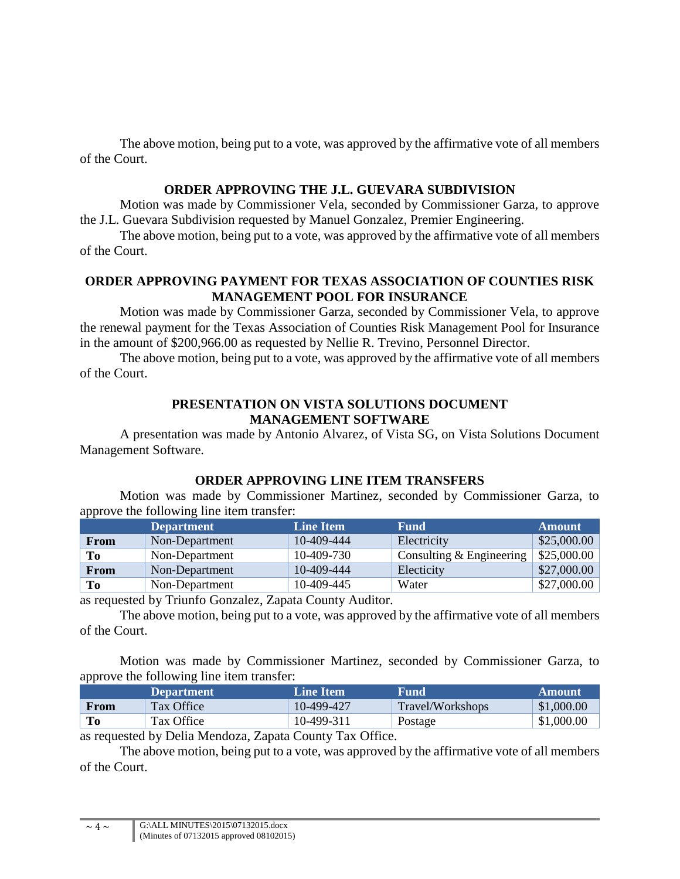The above motion, being put to a vote, was approved by the affirmative vote of all members of the Court.

**ORDER APPROVING THE J.L. GUEVARA SUBDIVISION**

Motion was made by Commissioner Vela, seconded by Commissioner Garza, to approve the J.L. Guevara Subdivision requested by Manuel Gonzalez, Premier Engineering.

The above motion, being put to a vote, was approved by the affirmative vote of all members of the Court.

**ORDER APPROVING PAYMENT FOR TEXAS ASSOCIATION OF COUNTIES RISK MANAGEMENT POOL FOR INSURANCE**

Motion was made by Commissioner Garza, seconded by Commissioner Vela, to approve the renewal payment for the Texas Association of Counties Risk Management Pool for Insurance in the amount of $200,966.00 as requested by Nellie R. Trevino, Personnel Director.

The above motion, being put to a vote, was approved by the affirmative vote of all members of the Court.

**PRESENTATION ON VISTA SOLUTIONS DOCUMENT MANAGEMENT SOFTWARE**

A presentation was made by Antonio Alvarez, of Vista SG, on Vista Solutions Document Management Software.

**ORDER APPROVING LINE ITEM TRANSFERS**

Motion was made by Commissioner Martinez, seconded by Commissioner Garza, to approve the following line item transfer:

| | Department | Line Item | Fund | Amount |
|---|---|---|---|---|
| **From** | Non-Department | 10-409-444 | Electricity | $25,000.00 |
| **To** | Non-Department | 10-409-730 | Consulting & Engineering | $25,000.00 |
| **From** | Non-Department | 10-409-444 | Electicity | $27,000.00 |
| **To** | Non-Department | 10-409-445 | Water | $27,000.00 |

as requested by Triunfo Gonzalez, Zapata County Auditor.

The above motion, being put to a vote, was approved by the affirmative vote of all members of the Court.

Motion was made by Commissioner Martinez, seconded by Commissioner Garza, to approve the following line item transfer:

| | Department | Line Item | Fund | Amount |
|---|---|---|---|---|
| **From** | Tax Office | 10-499-427 | Travel/Workshops | $1,000.00 |
| **To** | Tax Office | 10-499-311 | Postage | $1,000.00 |

as requested by Delia Mendoza, Zapata County Tax Office.

The above motion, being put to a vote, was approved by the affirmative vote of all members of the Court.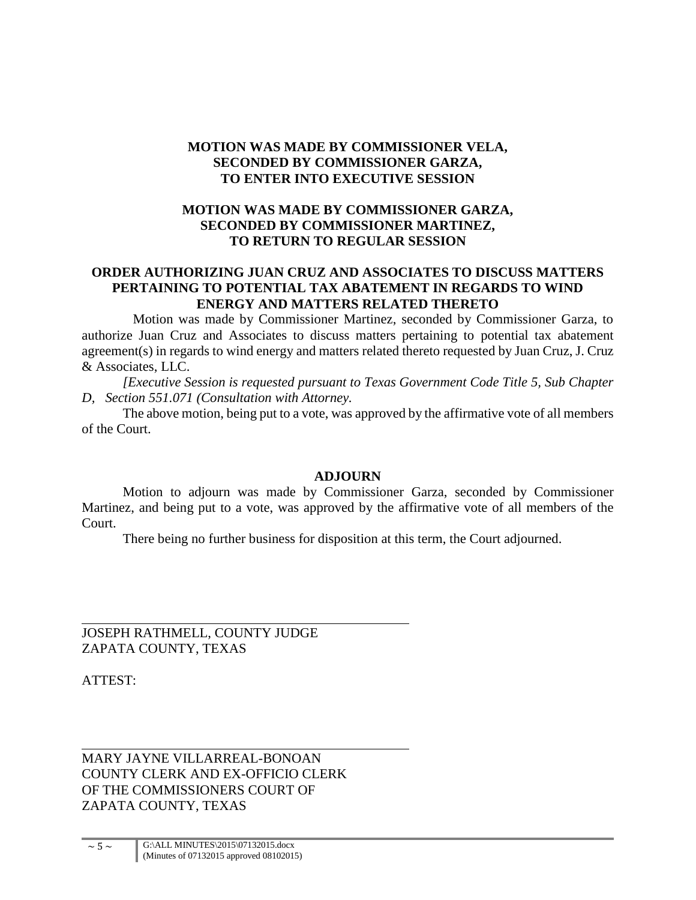**MOTION WAS MADE BY COMMISSIONER VELA,**
**SECONDED BY COMMISSIONER GARZA,**
**TO ENTER INTO EXECUTIVE SESSION**

**MOTION WAS MADE BY COMMISSIONER GARZA,**
**SECONDED BY COMMISSIONER MARTINEZ,**
**TO RETURN TO REGULAR SESSION**

**ORDER AUTHORIZING JUAN CRUZ AND ASSOCIATES TO DISCUSS MATTERS PERTAINING TO POTENTIAL TAX ABATEMENT IN REGARDS TO WIND ENERGY AND MATTERS RELATED THERETO**

Motion was made by Commissioner Martinez, seconded by Commissioner Garza, to authorize Juan Cruz and Associates to discuss matters pertaining to potential tax abatement agreement(s) in regards to wind energy and matters related thereto requested by Juan Cruz, J. Cruz & Associates, LLC.

*[Executive Session is requested pursuant to Texas Government Code Title 5, Sub Chapter D, Section 551.071 (Consultation with Attorney.*

The above motion, being put to a vote, was approved by the affirmative vote of all members of the Court.

**ADJOURN**

Motion to adjourn was made by Commissioner Garza, seconded by Commissioner Martinez, and being put to a vote, was approved by the affirmative vote of all members of the Court.

There being no further business for disposition at this term, the Court adjourned.

\_\_\_\_\_\_\_\_\_\_\_\_\_\_\_\_\_\_\_\_\_\_\_\_\_\_\_\_\_\_\_\_\_\_\_\_\_\_\_\_
JOSEPH RATHMELL, COUNTY JUDGE
ZAPATA COUNTY, TEXAS

ATTEST:

\_\_\_\_\_\_\_\_\_\_\_\_\_\_\_\_\_\_\_\_\_\_\_\_\_\_\_\_\_\_\_\_\_\_\_\_\_\_\_\_
MARY JAYNE VILLARREAL-BONOAN
COUNTY CLERK AND EX-OFFICIO CLERK
OF THE COMMISSIONERS COURT OF
ZAPATA COUNTY, TEXAS

G:\ALL MINUTES\2015\07132015.docx
(Minutes of 07132015 approved 08102015)